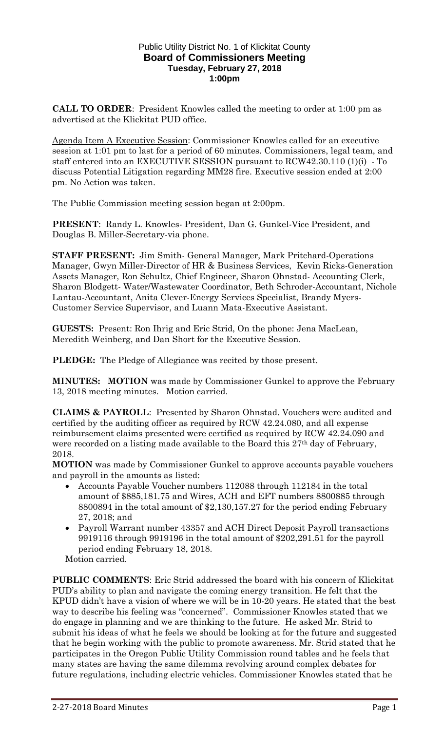Public Utility District No. 1 of Klickitat County
**Board of Commissioners Meeting**
**Tuesday, February 27, 2018**
**1:00pm**

**CALL TO ORDER**: President Knowles called the meeting to order at 1:00 pm as advertised at the Klickitat PUD office.

Agenda Item A Executive Session: Commissioner Knowles called for an executive session at 1:01 pm to last for a period of 60 minutes. Commissioners, legal team, and staff entered into an EXECUTIVE SESSION pursuant to RCW42.30.110 (1)(i) - To discuss Potential Litigation regarding MM28 fire. Executive session ended at 2:00 pm. No Action was taken.

The Public Commission meeting session began at 2:00pm.

**PRESENT**: Randy L. Knowles- President, Dan G. Gunkel-Vice President, and Douglas B. Miller-Secretary-via phone.

**STAFF PRESENT:** Jim Smith- General Manager, Mark Pritchard-Operations Manager, Gwyn Miller-Director of HR & Business Services, Kevin Ricks-Generation Assets Manager, Ron Schultz, Chief Engineer, Sharon Ohnstad- Accounting Clerk, Sharon Blodgett- Water/Wastewater Coordinator, Beth Schroder-Accountant, Nichole Lantau-Accountant, Anita Clever-Energy Services Specialist, Brandy Myers-Customer Service Supervisor, and Luann Mata-Executive Assistant.

**GUESTS:** Present: Ron Ihrig and Eric Strid, On the phone: Jena MacLean, Meredith Weinberg, and Dan Short for the Executive Session.

**PLEDGE:** The Pledge of Allegiance was recited by those present.

**MINUTES: MOTION** was made by Commissioner Gunkel to approve the February 13, 2018 meeting minutes. Motion carried.

**CLAIMS & PAYROLL**: Presented by Sharon Ohnstad. Vouchers were audited and certified by the auditing officer as required by RCW 42.24.080, and all expense reimbursement claims presented were certified as required by RCW 42.24.090 and were recorded on a listing made available to the Board this 27th day of February, 2018.

**MOTION** was made by Commissioner Gunkel to approve accounts payable vouchers and payroll in the amounts as listed:

- Accounts Payable Voucher numbers 112088 through 112184 in the total amount of \$885,181.75 and Wires, ACH and EFT numbers 8800885 through 8800894 in the total amount of \$2,130,157.27 for the period ending February 27, 2018; and
- Payroll Warrant number 43357 and ACH Direct Deposit Payroll transactions 9919116 through 9919196 in the total amount of \$202,291.51 for the payroll period ending February 18, 2018.

Motion carried.

**PUBLIC COMMENTS**: Eric Strid addressed the board with his concern of Klickitat PUD's ability to plan and navigate the coming energy transition. He felt that the KPUD didn't have a vision of where we will be in 10-20 years. He stated that the best way to describe his feeling was "concerned". Commissioner Knowles stated that we do engage in planning and we are thinking to the future. He asked Mr. Strid to submit his ideas of what he feels we should be looking at for the future and suggested that he begin working with the public to promote awareness. Mr. Strid stated that he participates in the Oregon Public Utility Commission round tables and he feels that many states are having the same dilemma revolving around complex debates for future regulations, including electric vehicles. Commissioner Knowles stated that he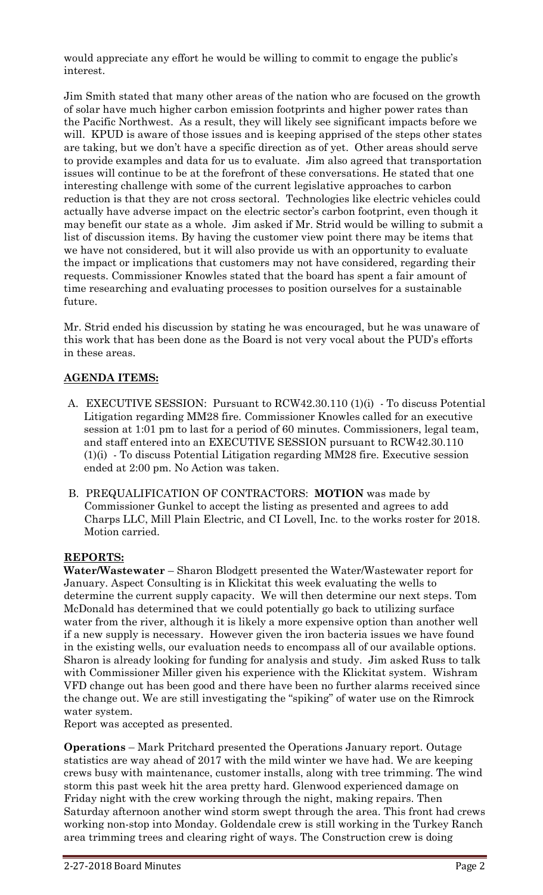would appreciate any effort he would be willing to commit to engage the public's interest.

Jim Smith stated that many other areas of the nation who are focused on the growth of solar have much higher carbon emission footprints and higher power rates than the Pacific Northwest. As a result, they will likely see significant impacts before we will. KPUD is aware of those issues and is keeping apprised of the steps other states are taking, but we don't have a specific direction as of yet. Other areas should serve to provide examples and data for us to evaluate. Jim also agreed that transportation issues will continue to be at the forefront of these conversations. He stated that one interesting challenge with some of the current legislative approaches to carbon reduction is that they are not cross sectoral. Technologies like electric vehicles could actually have adverse impact on the electric sector's carbon footprint, even though it may benefit our state as a whole. Jim asked if Mr. Strid would be willing to submit a list of discussion items. By having the customer view point there may be items that we have not considered, but it will also provide us with an opportunity to evaluate the impact or implications that customers may not have considered, regarding their requests. Commissioner Knowles stated that the board has spent a fair amount of time researching and evaluating processes to position ourselves for a sustainable future.

Mr. Strid ended his discussion by stating he was encouraged, but he was unaware of this work that has been done as the Board is not very vocal about the PUD's efforts in these areas.

## AGENDA ITEMS:

A. EXECUTIVE SESSION: Pursuant to RCW42.30.110 (1)(i) - To discuss Potential Litigation regarding MM28 fire. Commissioner Knowles called for an executive session at 1:01 pm to last for a period of 60 minutes. Commissioners, legal team, and staff entered into an EXECUTIVE SESSION pursuant to RCW42.30.110 (1)(i) - To discuss Potential Litigation regarding MM28 fire. Executive session ended at 2:00 pm. No Action was taken.

B. PREQUALIFICATION OF CONTRACTORS: **MOTION** was made by Commissioner Gunkel to accept the listing as presented and agrees to add Charps LLC, Mill Plain Electric, and CI Lovell, Inc. to the works roster for 2018. Motion carried.

## REPORTS:

**Water/Wastewater** – Sharon Blodgett presented the Water/Wastewater report for January. Aspect Consulting is in Klickitat this week evaluating the wells to determine the current supply capacity. We will then determine our next steps. Tom McDonald has determined that we could potentially go back to utilizing surface water from the river, although it is likely a more expensive option than another well if a new supply is necessary. However given the iron bacteria issues we have found in the existing wells, our evaluation needs to encompass all of our available options. Sharon is already looking for funding for analysis and study. Jim asked Russ to talk with Commissioner Miller given his experience with the Klickitat system. Wishram VFD change out has been good and there have been no further alarms received since the change out. We are still investigating the "spiking" of water use on the Rimrock water system.
Report was accepted as presented.

**Operations** – Mark Pritchard presented the Operations January report. Outage statistics are way ahead of 2017 with the mild winter we have had. We are keeping crews busy with maintenance, customer installs, along with tree trimming. The wind storm this past week hit the area pretty hard. Glenwood experienced damage on Friday night with the crew working through the night, making repairs. Then Saturday afternoon another wind storm swept through the area. This front had crews working non-stop into Monday. Goldendale crew is still working in the Turkey Ranch area trimming trees and clearing right of ways. The Construction crew is doing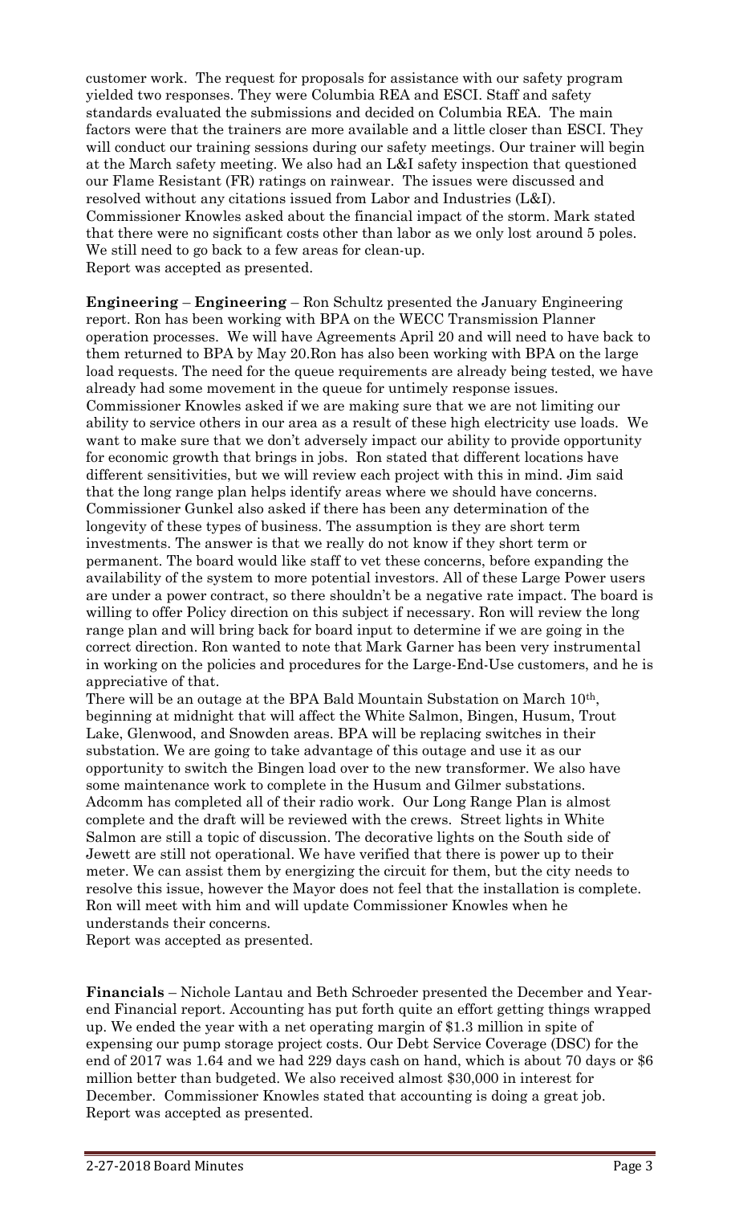customer work. The request for proposals for assistance with our safety program yielded two responses. They were Columbia REA and ESCI. Staff and safety standards evaluated the submissions and decided on Columbia REA. The main factors were that the trainers are more available and a little closer than ESCI. They will conduct our training sessions during our safety meetings. Our trainer will begin at the March safety meeting. We also had an L&I safety inspection that questioned our Flame Resistant (FR) ratings on rainwear. The issues were discussed and resolved without any citations issued from Labor and Industries (L&I). Commissioner Knowles asked about the financial impact of the storm. Mark stated that there were no significant costs other than labor as we only lost around 5 poles. We still need to go back to a few areas for clean-up.
Report was accepted as presented.

**Engineering** – **Engineering** – Ron Schultz presented the January Engineering report. Ron has been working with BPA on the WECC Transmission Planner operation processes. We will have Agreements April 20 and will need to have back to them returned to BPA by May 20.Ron has also been working with BPA on the large load requests. The need for the queue requirements are already being tested, we have already had some movement in the queue for untimely response issues. Commissioner Knowles asked if we are making sure that we are not limiting our ability to service others in our area as a result of these high electricity use loads. We want to make sure that we don't adversely impact our ability to provide opportunity for economic growth that brings in jobs. Ron stated that different locations have different sensitivities, but we will review each project with this in mind. Jim said that the long range plan helps identify areas where we should have concerns. Commissioner Gunkel also asked if there has been any determination of the longevity of these types of business. The assumption is they are short term investments. The answer is that we really do not know if they short term or permanent. The board would like staff to vet these concerns, before expanding the availability of the system to more potential investors. All of these Large Power users are under a power contract, so there shouldn't be a negative rate impact. The board is willing to offer Policy direction on this subject if necessary. Ron will review the long range plan and will bring back for board input to determine if we are going in the correct direction. Ron wanted to note that Mark Garner has been very instrumental in working on the policies and procedures for the Large-End-Use customers, and he is appreciative of that.
There will be an outage at the BPA Bald Mountain Substation on March 10th, beginning at midnight that will affect the White Salmon, Bingen, Husum, Trout Lake, Glenwood, and Snowden areas. BPA will be replacing switches in their substation. We are going to take advantage of this outage and use it as our opportunity to switch the Bingen load over to the new transformer. We also have some maintenance work to complete in the Husum and Gilmer substations. Adcomm has completed all of their radio work. Our Long Range Plan is almost complete and the draft will be reviewed with the crews. Street lights in White Salmon are still a topic of discussion. The decorative lights on the South side of Jewett are still not operational. We have verified that there is power up to their meter. We can assist them by energizing the circuit for them, but the city needs to resolve this issue, however the Mayor does not feel that the installation is complete. Ron will meet with him and will update Commissioner Knowles when he understands their concerns.
Report was accepted as presented.

**Financials** – Nichole Lantau and Beth Schroeder presented the December and Year-end Financial report. Accounting has put forth quite an effort getting things wrapped up. We ended the year with a net operating margin of $1.3 million in spite of expensing our pump storage project costs. Our Debt Service Coverage (DSC) for the end of 2017 was 1.64 and we had 229 days cash on hand, which is about 70 days or $6 million better than budgeted. We also received almost $30,000 in interest for December. Commissioner Knowles stated that accounting is doing a great job.
Report was accepted as presented.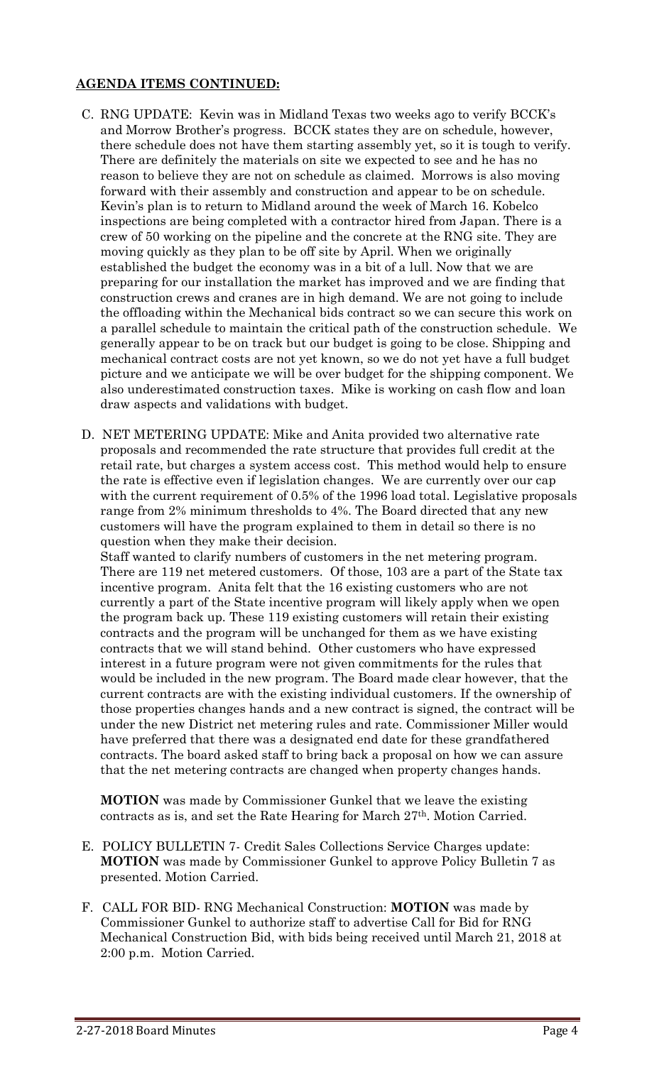**AGENDA ITEMS CONTINUED:**

C. RNG UPDATE: Kevin was in Midland Texas two weeks ago to verify BCCK's and Morrow Brother's progress. BCCK states they are on schedule, however, there schedule does not have them starting assembly yet, so it is tough to verify. There are definitely the materials on site we expected to see and he has no reason to believe they are not on schedule as claimed. Morrows is also moving forward with their assembly and construction and appear to be on schedule. Kevin's plan is to return to Midland around the week of March 16. Kobelco inspections are being completed with a contractor hired from Japan. There is a crew of 50 working on the pipeline and the concrete at the RNG site. They are moving quickly as they plan to be off site by April. When we originally established the budget the economy was in a bit of a lull. Now that we are preparing for our installation the market has improved and we are finding that construction crews and cranes are in high demand. We are not going to include the offloading within the Mechanical bids contract so we can secure this work on a parallel schedule to maintain the critical path of the construction schedule. We generally appear to be on track but our budget is going to be close. Shipping and mechanical contract costs are not yet known, so we do not yet have a full budget picture and we anticipate we will be over budget for the shipping component. We also underestimated construction taxes. Mike is working on cash flow and loan draw aspects and validations with budget.

D. NET METERING UPDATE: Mike and Anita provided two alternative rate proposals and recommended the rate structure that provides full credit at the retail rate, but charges a system access cost. This method would help to ensure the rate is effective even if legislation changes. We are currently over our cap with the current requirement of 0.5% of the 1996 load total. Legislative proposals range from 2% minimum thresholds to 4%. The Board directed that any new customers will have the program explained to them in detail so there is no question when they make their decision.
Staff wanted to clarify numbers of customers in the net metering program. There are 119 net metered customers. Of those, 103 are a part of the State tax incentive program. Anita felt that the 16 existing customers who are not currently a part of the State incentive program will likely apply when we open the program back up. These 119 existing customers will retain their existing contracts and the program will be unchanged for them as we have existing contracts that we will stand behind. Other customers who have expressed interest in a future program were not given commitments for the rules that would be included in the new program. The Board made clear however, that the current contracts are with the existing individual customers. If the ownership of those properties changes hands and a new contract is signed, the contract will be under the new District net metering rules and rate. Commissioner Miller would have preferred that there was a designated end date for these grandfathered contracts. The board asked staff to bring back a proposal on how we can assure that the net metering contracts are changed when property changes hands.

**MOTION** was made by Commissioner Gunkel that we leave the existing contracts as is, and set the Rate Hearing for March 27th. Motion Carried.

E. POLICY BULLETIN 7- Credit Sales Collections Service Charges update: **MOTION** was made by Commissioner Gunkel to approve Policy Bulletin 7 as presented. Motion Carried.

F. CALL FOR BID- RNG Mechanical Construction: **MOTION** was made by Commissioner Gunkel to authorize staff to advertise Call for Bid for RNG Mechanical Construction Bid, with bids being received until March 21, 2018 at 2:00 p.m. Motion Carried.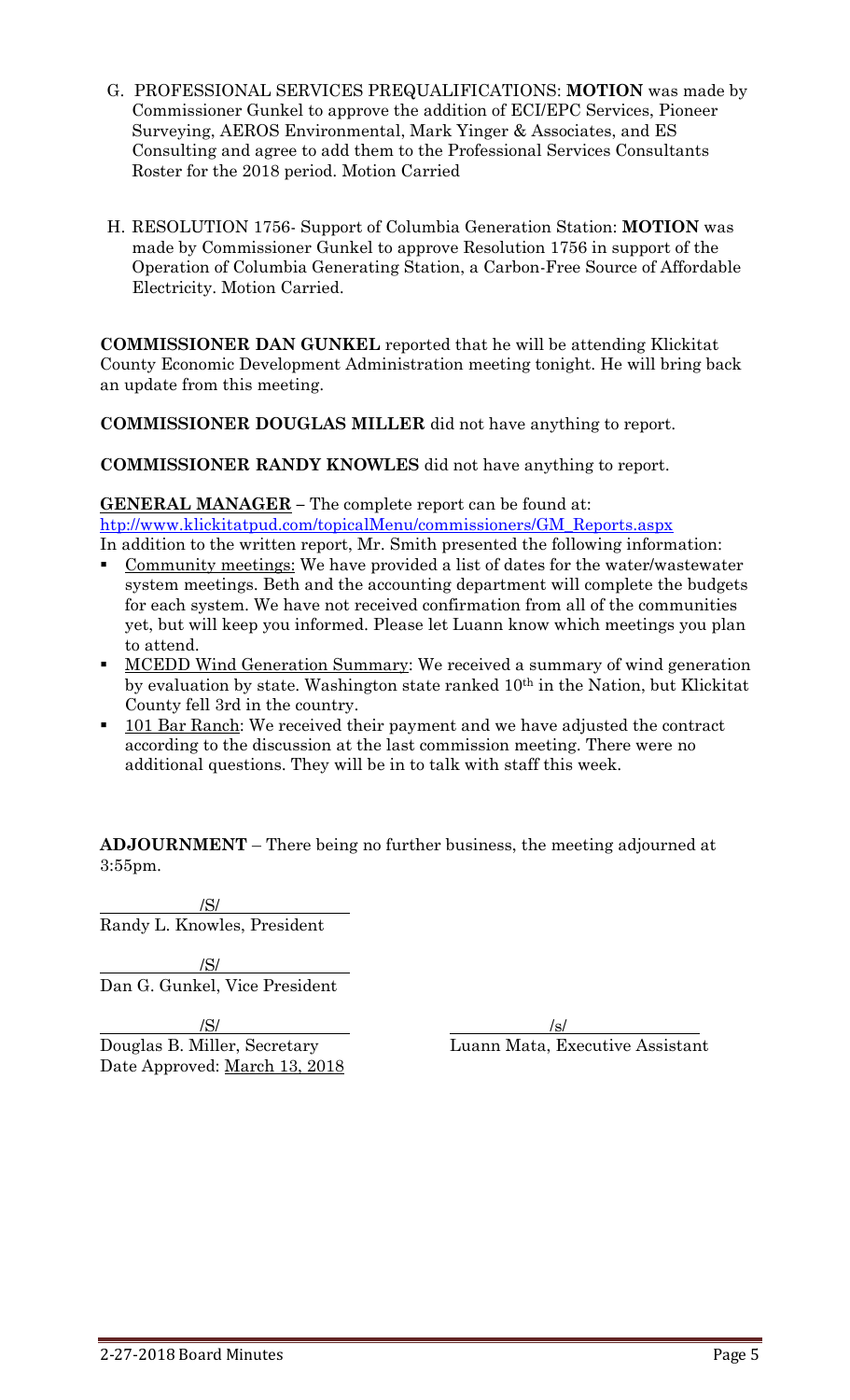G. PROFESSIONAL SERVICES PREQUALIFICATIONS: **MOTION** was made by Commissioner Gunkel to approve the addition of ECI/EPC Services, Pioneer Surveying, AEROS Environmental, Mark Yinger & Associates, and ES Consulting and agree to add them to the Professional Services Consultants Roster for the 2018 period. Motion Carried

H. RESOLUTION 1756- Support of Columbia Generation Station: **MOTION** was made by Commissioner Gunkel to approve Resolution 1756 in support of the Operation of Columbia Generating Station, a Carbon-Free Source of Affordable Electricity. Motion Carried.

**COMMISSIONER DAN GUNKEL** reported that he will be attending Klickitat County Economic Development Administration meeting tonight. He will bring back an update from this meeting.

**COMMISSIONER DOUGLAS MILLER** did not have anything to report.

**COMMISSIONER RANDY KNOWLES** did not have anything to report.

**GENERAL MANAGER** – The complete report can be found at: htp://www.klickitatpud.com/topicalMenu/commissioners/GM_Reports.aspx
In addition to the written report, Mr. Smith presented the following information:

- Community meetings: We have provided a list of dates for the water/wastewater system meetings. Beth and the accounting department will complete the budgets for each system. We have not received confirmation from all of the communities yet, but will keep you informed. Please let Luann know which meetings you plan to attend.
- MCEDD Wind Generation Summary: We received a summary of wind generation by evaluation by state. Washington state ranked 10th in the Nation, but Klickitat County fell 3rd in the country.
- 101 Bar Ranch: We received their payment and we have adjusted the contract according to the discussion at the last commission meeting. There were no additional questions. They will be in to talk with staff this week.

**ADJOURNMENT** – There being no further business, the meeting adjourned at 3:55pm.

/S/
Randy L. Knowles, President

/S/
Dan G. Gunkel, Vice President

/S/
Douglas B. Miller, Secretary
Date Approved: March 13, 2018

/s/
Luann Mata, Executive Assistant